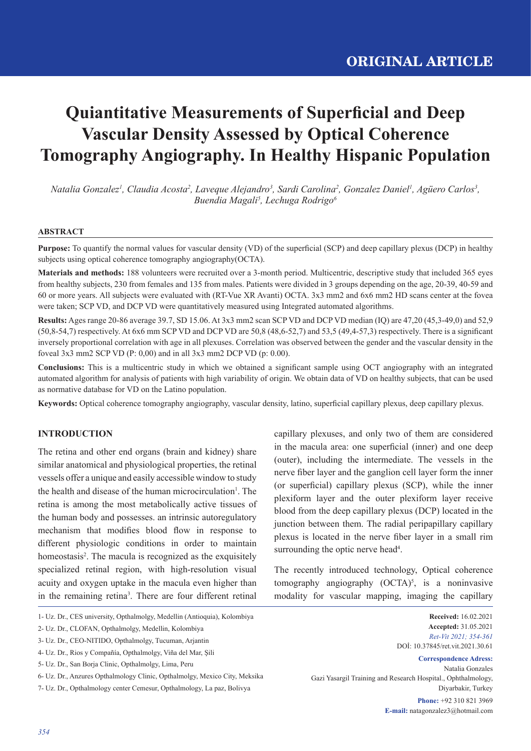ORIGINAL ARTICLE

# Quiantitative Measurements of Superficial and Deep Vascular Density Assessed by Optical Coherence Tomography Angiography. In Healthy Hispanic Population

*Natalia Gonzalez[1], Claudia Acosta[2], Laveque Alejandro[3], Sardi Carolina[2], Gonzalez Daniel[1], Agüero Carlos[3], Buendia Magali[5], Lechuga Rodrigo[6]*

## ABSTRACT

**Purpose:** To quantify the normal values for vascular density (VD) of the superficial (SCP) and deep capillary plexus (DCP) in healthy subjects using optical coherence tomography angiography(OCTA).

**Materials and methods:** 188 volunteers were recruited over a 3-month period. Multicentric, descriptive study that included 365 eyes from healthy subjects, 230 from females and 135 from males. Patients were divided in 3 groups depending on the age, 20-39, 40-59 and 60 or more years. All subjects were evaluated with (RT-Vue XR Avanti) OCTA. 3x3 mm2 and 6x6 mm2 HD scans center at the fovea were taken; SCP VD, and DCP VD were quantitatively measured using Integrated automated algorithms.

**Results:** Ages range 20-86 average 39.7, SD 15.06. At 3x3 mm2 scan SCP VD and DCP VD median (IQ) are 47,20 (45,3-49,0) and 52,9 (50,8-54,7) respectively. At 6x6 mm SCP VD and DCP VD are 50,8 (48,6-52,7) and 53,5 (49,4-57,3) respectively. There is a significant inversely proportional correlation with age in all plexuses. Correlation was observed between the gender and the vascular density in the foveal 3x3 mm2 SCP VD (P: 0,00) and in all 3x3 mm2 DCP VD (p: 0.00).

**Conclusions:** This is a multicentric study in which we obtained a significant sample using OCT angiography with an integrated automated algorithm for analysis of patients with high variability of origin. We obtain data of VD on healthy subjects, that can be used as normative database for VD on the Latino population.

**Keywords:** Optical coherence tomography angiography, vascular density, latino, superficial capillary plexus, deep capillary plexus.

## INTRODUCTION

The retina and other end organs (brain and kidney) share similar anatomical and physiological properties, the retinal vessels offer a unique and easily accessible window to study the health and disease of the human microcirculation[1]. The retina is among the most metabolically active tissues of the human body and possesses. an intrinsic autoregulatory mechanism that modifies blood flow in response to different physiologic conditions in order to maintain homeostasis[2]. The macula is recognized as the exquisitely specialized retinal region, with high-resolution visual acuity and oxygen uptake in the macula even higher than in the remaining retina[3]. There are four different retinal capillary plexuses, and only two of them are considered in the macula area: one superficial (inner) and one deep (outer), including the intermediate. The vessels in the nerve fiber layer and the ganglion cell layer form the inner (or superficial) capillary plexus (SCP), while the inner plexiform layer and the outer plexiform layer receive blood from the deep capillary plexus (DCP) located in the junction between them. The radial peripapillary capillary plexus is located in the nerve fiber layer in a small rim surrounding the optic nerve head[4].

The recently introduced technology, Optical coherence tomography angiography (OCTA)[5], is a noninvasive modality for vascular mapping, imaging the capillary

1- Uz. Dr., CES university, Opthalmolgy, Medellin (Antioquia), Kolombiya

2- Uz. Dr., CLOFAN, Opthalmolgy, Medellin, Kolombiya

3- Uz. Dr., CEO-NITIDO, Opthalmolgy, Tucuman, Arjantin

4- Uz. Dr., Rios y Compañía, Opthalmolgy, Viña del Mar, Şili

5- Uz. Dr., San Borja Clinic, Opthalmolgy, Lima, Peru

6- Uz. Dr., Anzures Opthalmology Clinic, Opthalmolgy, Mexico City, Meksika

7- Uz. Dr., Opthalmology center Cemesur, Opthalmology, La paz, Bolivya

**Received:** 16.02.2021
**Accepted:** 31.05.2021
*Ret-Vit 2021; 354-361*
DOİ: 10.37845/ret.vit.2021.30.61

**Correspondence Adress:**
Natalia Gonzales
Gazi Yasargil Training and Research Hospital., Ophthalmology, Diyarbakir, Turkey

**Phone:** +92 310 821 3969
**E-mail:** natagonzalez3@hotmail.com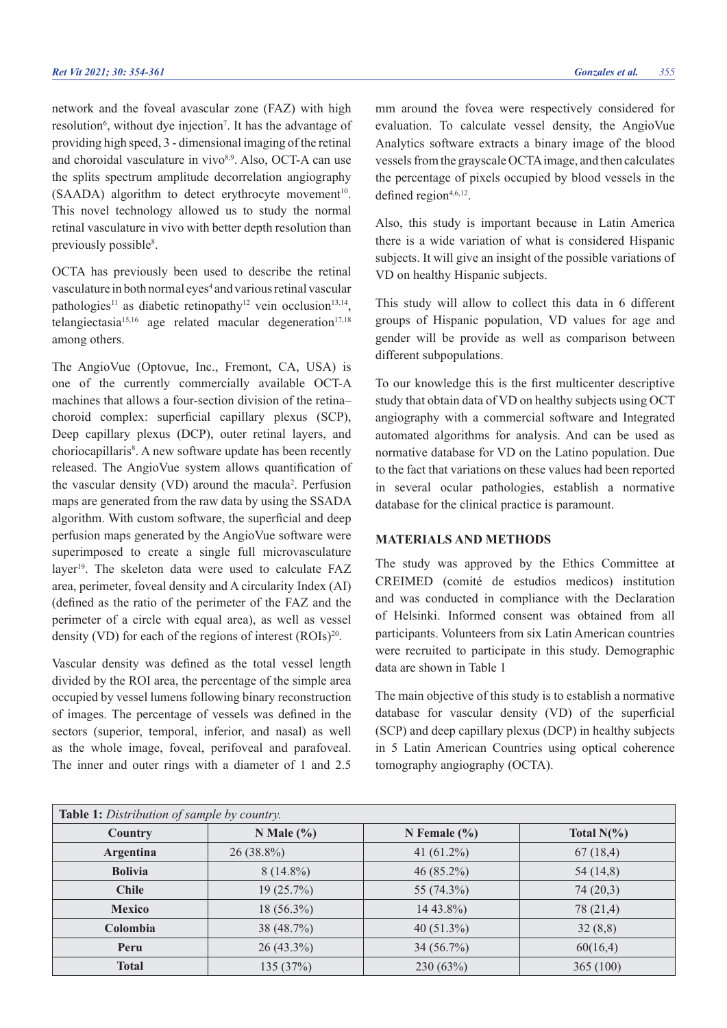network and the foveal avascular zone (FAZ) with high resolution[6], without dye injection[7]. It has the advantage of providing high speed, 3 - dimensional imaging of the retinal and choroidal vasculature in vivo[8,9]. Also, OCT-A can use the splits spectrum amplitude decorrelation angiography (SAADA) algorithm to detect erythrocyte movement[10]. This novel technology allowed us to study the normal retinal vasculature in vivo with better depth resolution than previously possible[8].

OCTA has previously been used to describe the retinal vasculature in both normal eyes[4] and various retinal vascular pathologies[11] as diabetic retinopathy[12] vein occlusion[13,14], telangiectasia[15,16] age related macular degeneration[17,18] among others.

The AngioVue (Optovue, Inc., Fremont, CA, USA) is one of the currently commercially available OCT-A machines that allows a four-section division of the retina–choroid complex: superficial capillary plexus (SCP), Deep capillary plexus (DCP), outer retinal layers, and choriocapillaris[8]. A new software update has been recently released. The AngioVue system allows quantification of the vascular density (VD) around the macula[2]. Perfusion maps are generated from the raw data by using the SSADA algorithm. With custom software, the superficial and deep perfusion maps generated by the AngioVue software were superimposed to create a single full microvasculature layer[19]. The skeleton data were used to calculate FAZ area, perimeter, foveal density and A circularity Index (AI) (defined as the ratio of the perimeter of the FAZ and the perimeter of a circle with equal area), as well as vessel density (VD) for each of the regions of interest (ROIs)[20].

Vascular density was defined as the total vessel length divided by the ROI area, the percentage of the simple area occupied by vessel lumens following binary reconstruction of images. The percentage of vessels was defined in the sectors (superior, temporal, inferior, and nasal) as well as the whole image, foveal, perifoveal and parafoveal. The inner and outer rings with a diameter of 1 and 2.5 mm around the fovea were respectively considered for evaluation. To calculate vessel density, the AngioVue Analytics software extracts a binary image of the blood vessels from the grayscale OCTA image, and then calculates the percentage of pixels occupied by blood vessels in the defined region[4,6,12].

Also, this study is important because in Latin America there is a wide variation of what is considered Hispanic subjects. It will give an insight of the possible variations of VD on healthy Hispanic subjects.

This study will allow to collect this data in 6 different groups of Hispanic population, VD values for age and gender will be provide as well as comparison between different subpopulations.

To our knowledge this is the first multicenter descriptive study that obtain data of VD on healthy subjects using OCT angiography with a commercial software and Integrated automated algorithms for analysis. And can be used as normative database for VD on the Latino population. Due to the fact that variations on these values had been reported in several ocular pathologies, establish a normative database for the clinical practice is paramount.

## MATERIALS AND METHODS

The study was approved by the Ethics Committee at CREIMED (comité de estudios medicos) institution and was conducted in compliance with the Declaration of Helsinki. Informed consent was obtained from all participants. Volunteers from six Latin American countries were recruited to participate in this study. Demographic data are shown in Table 1

The main objective of this study is to establish a normative database for vascular density (VD) of the superficial (SCP) and deep capillary plexus (DCP) in healthy subjects in 5 Latin American Countries using optical coherence tomography angiography (OCTA).

**Table 1:** *Distribution of sample by country.*

| Country | N Male (%) | N Female (%) | Total N(%) |
|---|---|---|---|
| **Argentina** | 26 (38.8%) | 41 (61.2%) | 67 (18,4) |
| **Bolivia** | 8 (14.8%) | 46 (85.2%) | 54 (14,8) |
| **Chile** | 19 (25.7%) | 55 (74.3%) | 74 (20,3) |
| **Mexico** | 18 (56.3%) | 14 43.8%) | 78 (21,4) |
| **Colombia** | 38 (48.7%) | 40 (51.3%) | 32 (8,8) |
| **Peru** | 26 (43.3%) | 34 (56.7%) | 60(16,4) |
| **Total** | 135 (37%) | 230 (63%) | 365 (100) |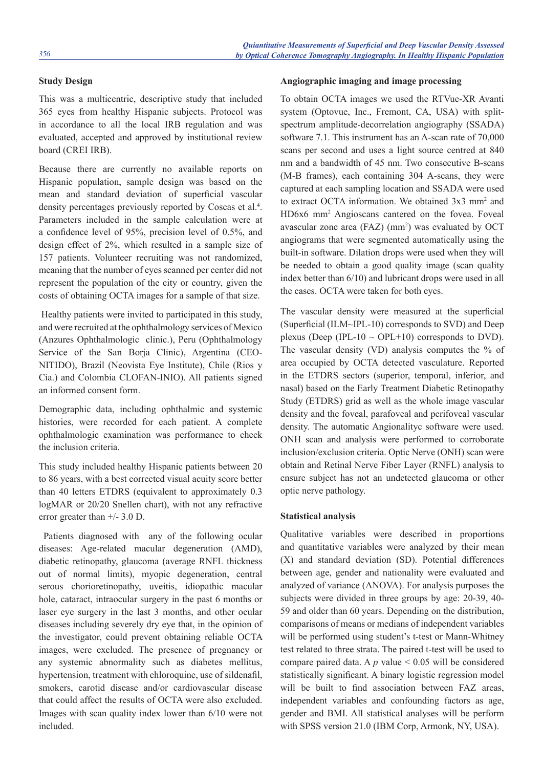### Study Design

This was a multicentric, descriptive study that included 365 eyes from healthy Hispanic subjects. Protocol was in accordance to all the local IRB regulation and was evaluated, accepted and approved by institutional review board (CREI IRB).

Because there are currently no available reports on Hispanic population, sample design was based on the mean and standard deviation of superficial vascular density percentages previously reported by Coscas et al.[4]. Parameters included in the sample calculation were at a confidence level of 95%, precision level of 0.5%, and design effect of 2%, which resulted in a sample size of 157 patients. Volunteer recruiting was not randomized, meaning that the number of eyes scanned per center did not represent the population of the city or country, given the costs of obtaining OCTA images for a sample of that size.

Healthy patients were invited to participated in this study, and were recruited at the ophthalmology services of Mexico (Anzures Ophthalmologic clinic.), Peru (Ophthalmology Service of the San Borja Clinic), Argentina (CEO-NITIDO), Brazil (Neovista Eye Institute), Chile (Rios y Cia.) and Colombia CLOFAN-INIO). All patients signed an informed consent form.

Demographic data, including ophthalmic and systemic histories, were recorded for each patient. A complete ophthalmologic examination was performance to check the inclusion criteria.

This study included healthy Hispanic patients between 20 to 86 years, with a best corrected visual acuity score better than 40 letters ETDRS (equivalent to approximately 0.3 logMAR or 20/20 Snellen chart), with not any refractive error greater than +/- 3.0 D.

Patients diagnosed with any of the following ocular diseases: Age-related macular degeneration (AMD), diabetic retinopathy, glaucoma (average RNFL thickness out of normal limits), myopic degeneration, central serous chorioretinopathy, uveitis, idiopathic macular hole, cataract, intraocular surgery in the past 6 months or laser eye surgery in the last 3 months, and other ocular diseases including severely dry eye that, in the opinion of the investigator, could prevent obtaining reliable OCTA images, were excluded. The presence of pregnancy or any systemic abnormality such as diabetes mellitus, hypertension, treatment with chloroquine, use of sildenafil, smokers, carotid disease and/or cardiovascular disease that could affect the results of OCTA were also excluded. Images with scan quality index lower than 6/10 were not included.

### Angiographic imaging and image processing

To obtain OCTA images we used the RTVue-XR Avanti system (Optovue, Inc., Fremont, CA, USA) with split-spectrum amplitude-decorrelation angiography (SSADA) software 7.1. This instrument has an A-scan rate of 70,000 scans per second and uses a light source centred at 840 nm and a bandwidth of 45 nm. Two consecutive B-scans (M-B frames), each containing 304 A-scans, they were captured at each sampling location and SSADA were used to extract OCTA information. We obtained 3x3 $mm^2$ and HD6x6 $mm^2$ Angioscans cantered on the fovea. Foveal avascular zone area (FAZ) ($mm^2$) was evaluated by OCT angiograms that were segmented automatically using the built-in software. Dilation drops were used when they will be needed to obtain a good quality image (scan quality index better than 6/10) and lubricant drops were used in all the cases. OCTA were taken for both eyes.

The vascular density were measured at the superficial (Superficial (ILM~IPL-10) corresponds to SVD) and Deep plexus (Deep (IPL-10 ~ OPL+10) corresponds to DVD). The vascular density (VD) analysis computes the % of area occupied by OCTA detected vasculature. Reported in the ETDRS sectors (superior, temporal, inferior, and nasal) based on the Early Treatment Diabetic Retinopathy Study (ETDRS) grid as well as the whole image vascular density and the foveal, parafoveal and perifoveal vascular density. The automatic Angionalityc software were used. ONH scan and analysis were performed to corroborate inclusion/exclusion criteria. Optic Nerve (ONH) scan were obtain and Retinal Nerve Fiber Layer (RNFL) analysis to ensure subject has not an undetected glaucoma or other optic nerve pathology.

### Statistical analysis

Qualitative variables were described in proportions and quantitative variables were analyzed by their mean (X) and standard deviation (SD). Potential differences between age, gender and nationality were evaluated and analyzed of variance (ANOVA). For analysis purposes the subjects were divided in three groups by age: 20-39, 40-59 and older than 60 years. Depending on the distribution, comparisons of means or medians of independent variables will be performed using student's t-test or Mann-Whitney test related to three strata. The paired t-test will be used to compare paired data. A $p$ value $< 0.05$ will be considered statistically significant. A binary logistic regression model will be built to find association between FAZ areas, independent variables and confounding factors as age, gender and BMI. All statistical analyses will be perform with SPSS version 21.0 (IBM Corp, Armonk, NY, USA).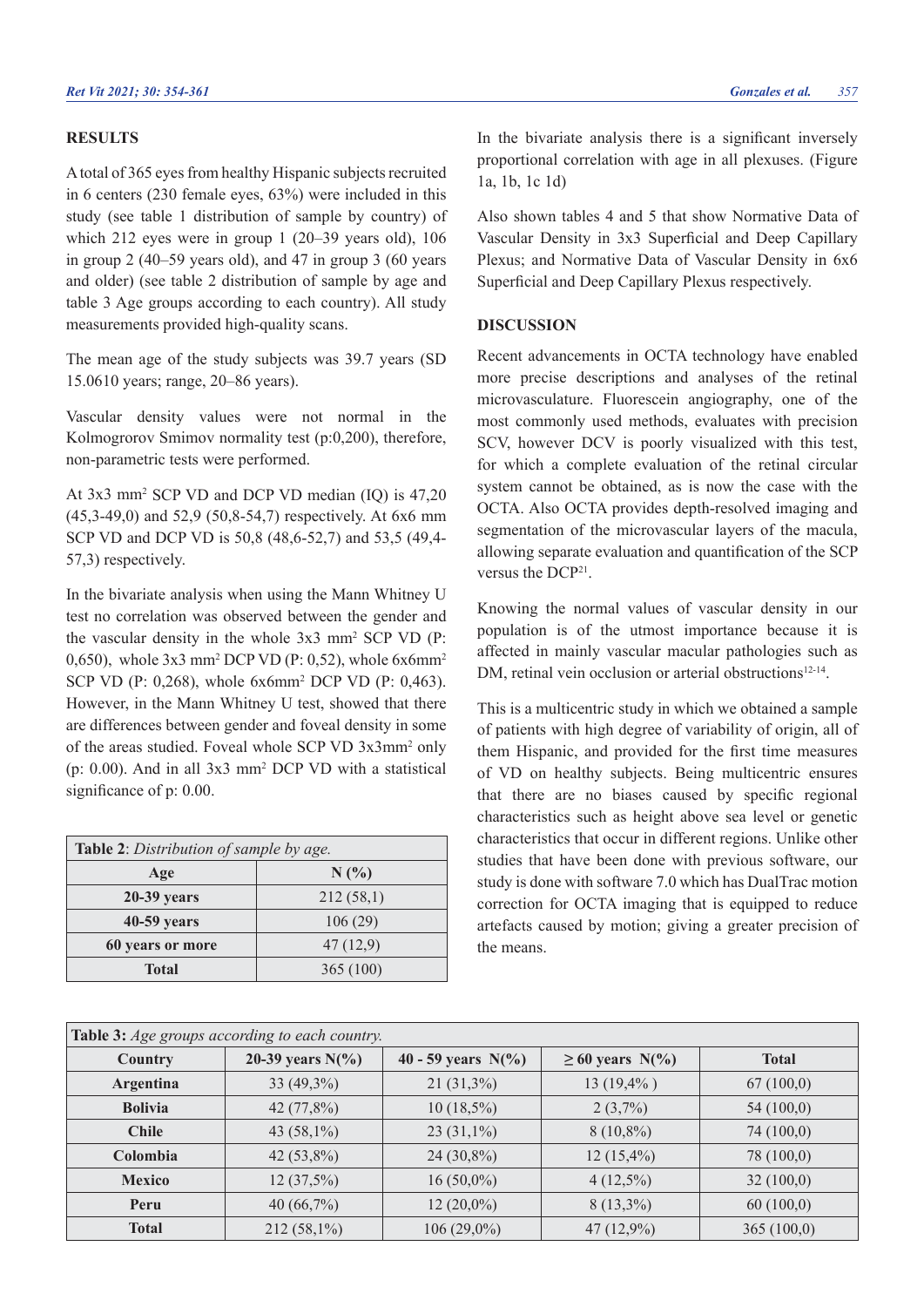## RESULTS

A total of 365 eyes from healthy Hispanic subjects recruited in 6 centers (230 female eyes, 63%) were included in this study (see table 1 distribution of sample by country) of which 212 eyes were in group 1 (20–39 years old), 106 in group 2 (40–59 years old), and 47 in group 3 (60 years and older) (see table 2 distribution of sample by age and table 3 Age groups according to each country). All study measurements provided high-quality scans.

The mean age of the study subjects was 39.7 years (SD 15.0610 years; range, 20–86 years).

Vascular density values were not normal in the Kolmogrorov Smimov normality test (p:0,200), therefore, non-parametric tests were performed.

At 3x3 mm$^2$ SCP VD and DCP VD median (IQ) is 47,20 (45,3-49,0) and 52,9 (50,8-54,7) respectively. At 6x6 mm SCP VD and DCP VD is 50,8 (48,6-52,7) and 53,5 (49,4-57,3) respectively.

In the bivariate analysis when using the Mann Whitney U test no correlation was observed between the gender and the vascular density in the whole 3x3 mm$^2$ SCP VD (P: 0,650), whole 3x3 mm$^2$ DCP VD (P: 0,52), whole 6x6mm$^2$ SCP VD (P: 0,268), whole 6x6mm$^2$ DCP VD (P: 0,463). However, in the Mann Whitney U test, showed that there are differences between gender and foveal density in some of the areas studied. Foveal whole SCP VD 3x3mm$^2$ only (p: 0.00). And in all 3x3 mm$^2$ DCP VD with a statistical significance of p: 0.00.

| **Table 2**: *Distribution of sample by age.* | |
|---|---|
| **Age** | **N (%)** |
| **20-39 years** | 212 (58,1) |
| **40-59 years** | 106 (29) |
| **60 years or more** | 47 (12,9) |
| **Total** | 365 (100) |

In the bivariate analysis there is a significant inversely proportional correlation with age in all plexuses. (Figure 1a, 1b, 1c 1d)

Also shown tables 4 and 5 that show Normative Data of Vascular Density in 3x3 Superficial and Deep Capillary Plexus; and Normative Data of Vascular Density in 6x6 Superficial and Deep Capillary Plexus respectively.

## DISCUSSION

Recent advancements in OCTA technology have enabled more precise descriptions and analyses of the retinal microvasculature. Fluorescein angiography, one of the most commonly used methods, evaluates with precision SCV, however DCV is poorly visualized with this test, for which a complete evaluation of the retinal circular system cannot be obtained, as is now the case with the OCTA. Also OCTA provides depth-resolved imaging and segmentation of the microvascular layers of the macula, allowing separate evaluation and quantification of the SCP versus the DCP[21].

Knowing the normal values of vascular density in our population is of the utmost importance because it is affected in mainly vascular macular pathologies such as DM, retinal vein occlusion or arterial obstructions[12-14].

This is a multicentric study in which we obtained a sample of patients with high degree of variability of origin, all of them Hispanic, and provided for the first time measures of VD on healthy subjects. Being multicentric ensures that there are no biases caused by specific regional characteristics such as height above sea level or genetic characteristics that occur in different regions. Unlike other studies that have been done with previous software, our study is done with software 7.0 which has DualTrac motion correction for OCTA imaging that is equipped to reduce artefacts caused by motion; giving a greater precision of the means.

| **Table 3:** *Age groups according to each country.* | | | | |
|---|---|---|---|---|
| **Country** | **20-39 years N(%)** | **40 - 59 years N(%)** | **≥ 60 years N(%)** | **Total** |
| **Argentina** | 33 (49,3%) | 21 (31,3%) | 13 (19,4% ) | 67 (100,0) |
| **Bolivia** | 42 (77,8%) | 10 (18,5%) | 2 (3,7%) | 54 (100,0) |
| **Chile** | 43 (58,1%) | 23 (31,1%) | 8 (10,8%) | 74 (100,0) |
| **Colombia** | 42 (53,8%) | 24 (30,8%) | 12 (15,4%) | 78 (100,0) |
| **Mexico** | 12 (37,5%) | 16 (50,0%) | 4 (12,5%) | 32 (100,0) |
| **Peru** | 40 (66,7%) | 12 (20,0%) | 8 (13,3%) | 60 (100,0) |
| **Total** | 212 (58,1%) | 106 (29,0%) | 47 (12,9%) | 365 (100,0) |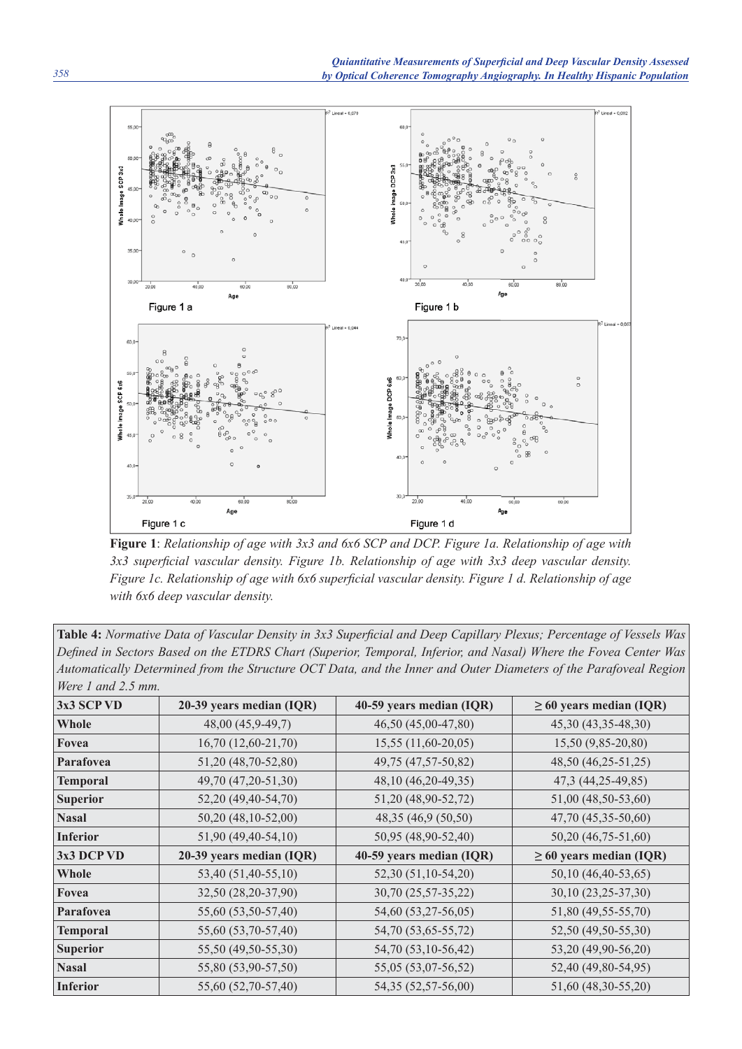**Figure 1**: *Relationship of age with 3x3 and 6x6 SCP and DCP. Figure 1a. Relationship of age with 3x3 superficial vascular density. Figure 1b. Relationship of age with 3x3 deep vascular density. Figure 1c. Relationship of age with 6x6 superficial vascular density. Figure 1 d. Relationship of age with 6x6 deep vascular density.*

**Table 4:** *Normative Data of Vascular Density in 3x3 Superficial and Deep Capillary Plexus; Percentage of Vessels Was Defined in Sectors Based on the ETDRS Chart (Superior, Temporal, Inferior, and Nasal) Where the Fovea Center Was Automatically Determined from the Structure OCT Data, and the Inner and Outer Diameters of the Parafoveal Region Were 1 and 2.5 mm.*

| 3x3 SCP VD | 20-39 years median (IQR) | 40-59 years median (IQR) | ≥ 60 years median (IQR) |
|---|---|---|---|
| Whole | 48,00 (45,9-49,7) | 46,50 (45,00-47,80) | 45,30 (43,35-48,30) |
| Fovea | 16,70 (12,60-21,70) | 15,55 (11,60-20,05) | 15,50 (9,85-20,80) |
| Parafovea | 51,20 (48,70-52,80) | 49,75 (47,57-50,82) | 48,50 (46,25-51,25) |
| Temporal | 49,70 (47,20-51,30) | 48,10 (46,20-49,35) | 47,3 (44,25-49,85) |
| Superior | 52,20 (49,40-54,70) | 51,20 (48,90-52,72) | 51,00 (48,50-53,60) |
| Nasal | 50,20 (48,10-52,00) | 48,35 (46,9 (50,50) | 47,70 (45,35-50,60) |
| Inferior | 51,90 (49,40-54,10) | 50,95 (48,90-52,40) | 50,20 (46,75-51,60) |
| **3x3 DCP VD** | **20-39 years median (IQR)** | **40-59 years median (IQR)** | **≥ 60 years median (IQR)** |
| Whole | 53,40 (51,40-55,10) | 52,30 (51,10-54,20) | 50,10 (46,40-53,65) |
| Fovea | 32,50 (28,20-37,90) | 30,70 (25,57-35,22) | 30,10 (23,25-37,30) |
| Parafovea | 55,60 (53,50-57,40) | 54,60 (53,27-56,05) | 51,80 (49,55-55,70) |
| Temporal | 55,60 (53,70-57,40) | 54,70 (53,65-55,72) | 52,50 (49,50-55,30) |
| Superior | 55,50 (49,50-55,30) | 54,70 (53,10-56,42) | 53,20 (49,90-56,20) |
| Nasal | 55,80 (53,90-57,50) | 55,05 (53,07-56,52) | 52,40 (49,80-54,95) |
| Inferior | 55,60 (52,70-57,40) | 54,35 (52,57-56,00) | 51,60 (48,30-55,20) |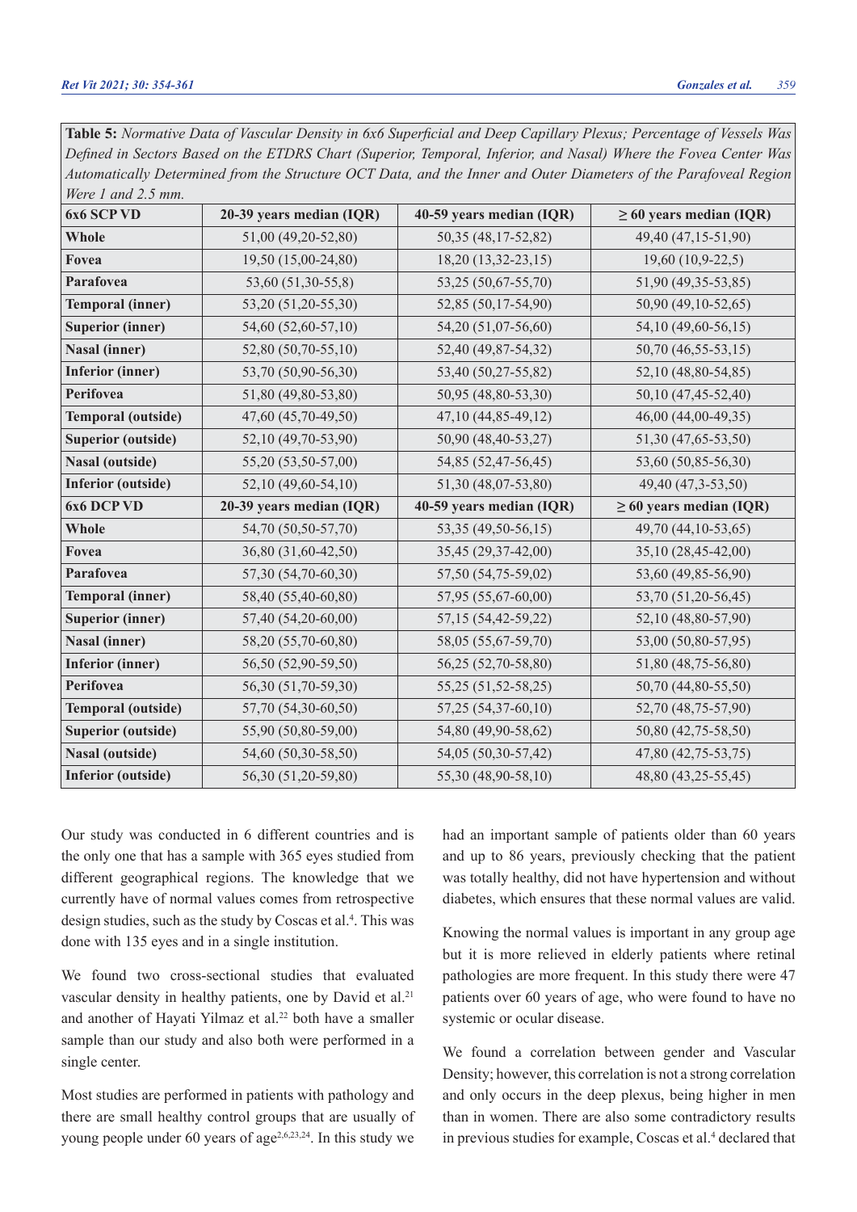**Table 5:** *Normative Data of Vascular Density in 6x6 Superficial and Deep Capillary Plexus; Percentage of Vessels Was Defined in Sectors Based on the ETDRS Chart (Superior, Temporal, Inferior, and Nasal) Where the Fovea Center Was Automatically Determined from the Structure OCT Data, and the Inner and Outer Diameters of the Parafoveal Region Were 1 and 2.5 mm.*

| 6x6 SCP VD | 20-39 years median (IQR) | 40-59 years median (IQR) | ≥ 60 years median (IQR) |
|---|---|---|---|
| **Whole** | 51,00 (49,20-52,80) | 50,35 (48,17-52,82) | 49,40 (47,15-51,90) |
| **Fovea** | 19,50 (15,00-24,80) | 18,20 (13,32-23,15) | 19,60 (10,9-22,5) |
| **Parafovea** | 53,60 (51,30-55,8) | 53,25 (50,67-55,70) | 51,90 (49,35-53,85) |
| **Temporal (inner)** | 53,20 (51,20-55,30) | 52,85 (50,17-54,90) | 50,90 (49,10-52,65) |
| **Superior (inner)** | 54,60 (52,60-57,10) | 54,20 (51,07-56,60) | 54,10 (49,60-56,15) |
| **Nasal (inner)** | 52,80 (50,70-55,10) | 52,40 (49,87-54,32) | 50,70 (46,55-53,15) |
| **Inferior (inner)** | 53,70 (50,90-56,30) | 53,40 (50,27-55,82) | 52,10 (48,80-54,85) |
| **Perifovea** | 51,80 (49,80-53,80) | 50,95 (48,80-53,30) | 50,10 (47,45-52,40) |
| **Temporal (outside)** | 47,60 (45,70-49,50) | 47,10 (44,85-49,12) | 46,00 (44,00-49,35) |
| **Superior (outside)** | 52,10 (49,70-53,90) | 50,90 (48,40-53,27) | 51,30 (47,65-53,50) |
| **Nasal (outside)** | 55,20 (53,50-57,00) | 54,85 (52,47-56,45) | 53,60 (50,85-56,30) |
| **Inferior (outside)** | 52,10 (49,60-54,10) | 51,30 (48,07-53,80) | 49,40 (47,3-53,50) |
| **6x6 DCP VD** | **20-39 years median (IQR)** | **40-59 years median (IQR)** | **≥ 60 years median (IQR)** |
| **Whole** | 54,70 (50,50-57,70) | 53,35 (49,50-56,15) | 49,70 (44,10-53,65) |
| **Fovea** | 36,80 (31,60-42,50) | 35,45 (29,37-42,00) | 35,10 (28,45-42,00) |
| **Parafovea** | 57,30 (54,70-60,30) | 57,50 (54,75-59,02) | 53,60 (49,85-56,90) |
| **Temporal (inner)** | 58,40 (55,40-60,80) | 57,95 (55,67-60,00) | 53,70 (51,20-56,45) |
| **Superior (inner)** | 57,40 (54,20-60,00) | 57,15 (54,42-59,22) | 52,10 (48,80-57,90) |
| **Nasal (inner)** | 58,20 (55,70-60,80) | 58,05 (55,67-59,70) | 53,00 (50,80-57,95) |
| **Inferior (inner)** | 56,50 (52,90-59,50) | 56,25 (52,70-58,80) | 51,80 (48,75-56,80) |
| **Perifovea** | 56,30 (51,70-59,30) | 55,25 (51,52-58,25) | 50,70 (44,80-55,50) |
| **Temporal (outside)** | 57,70 (54,30-60,50) | 57,25 (54,37-60,10) | 52,70 (48,75-57,90) |
| **Superior (outside)** | 55,90 (50,80-59,00) | 54,80 (49,90-58,62) | 50,80 (42,75-58,50) |
| **Nasal (outside)** | 54,60 (50,30-58,50) | 54,05 (50,30-57,42) | 47,80 (42,75-53,75) |
| **Inferior (outside)** | 56,30 (51,20-59,80) | 55,30 (48,90-58,10) | 48,80 (43,25-55,45) |

Our study was conducted in 6 different countries and is the only one that has a sample with 365 eyes studied from different geographical regions. The knowledge that we currently have of normal values comes from retrospective design studies, such as the study by Coscas et al.[4]. This was done with 135 eyes and in a single institution.

We found two cross-sectional studies that evaluated vascular density in healthy patients, one by David et al.[21] and another of Hayati Yilmaz et al.[22] both have a smaller sample than our study and also both were performed in a single center.

Most studies are performed in patients with pathology and there are small healthy control groups that are usually of young people under 60 years of age[2,6,23,24]. In this study we had an important sample of patients older than 60 years and up to 86 years, previously checking that the patient was totally healthy, did not have hypertension and without diabetes, which ensures that these normal values are valid.

Knowing the normal values is important in any group age but it is more relieved in elderly patients where retinal pathologies are more frequent. In this study there were 47 patients over 60 years of age, who were found to have no systemic or ocular disease.

We found a correlation between gender and Vascular Density; however, this correlation is not a strong correlation and only occurs in the deep plexus, being higher in men than in women. There are also some contradictory results in previous studies for example, Coscas et al.[4] declared that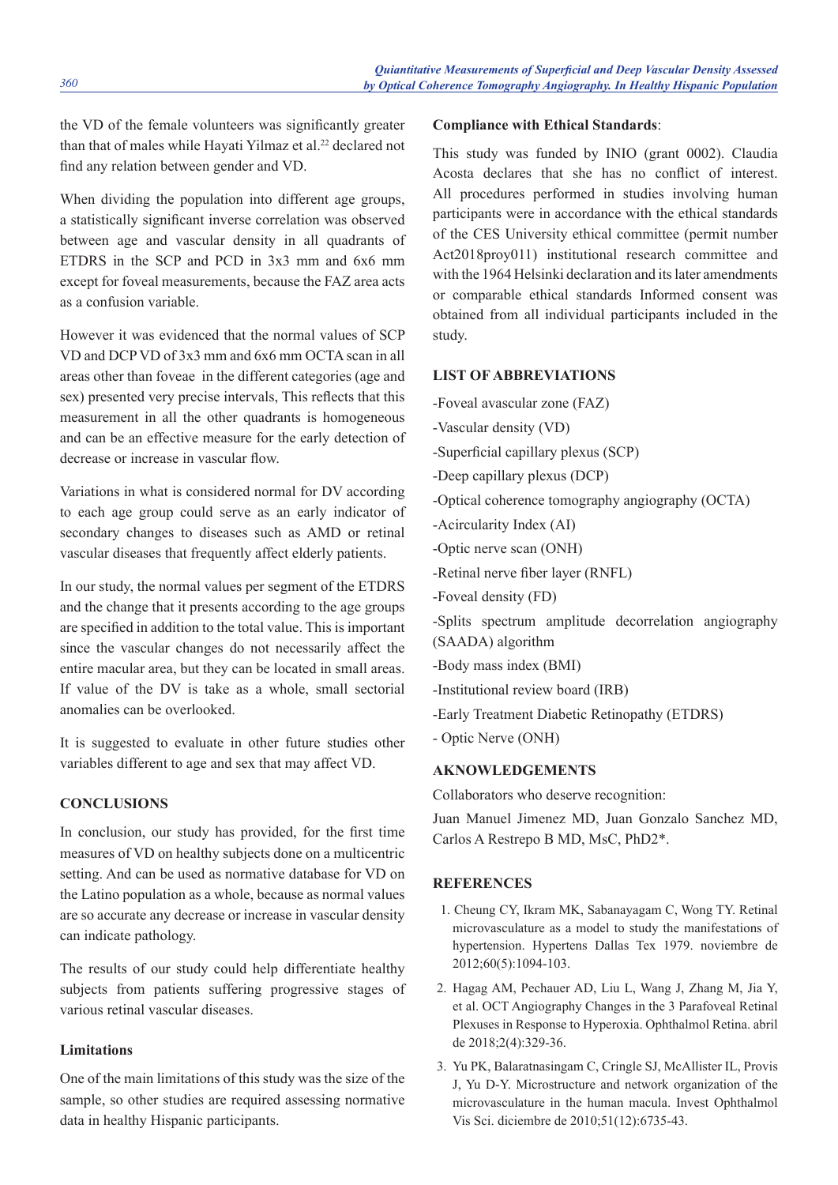the VD of the female volunteers was significantly greater than that of males while Hayati Yilmaz et al.[22] declared not find any relation between gender and VD.

When dividing the population into different age groups, a statistically significant inverse correlation was observed between age and vascular density in all quadrants of ETDRS in the SCP and PCD in 3x3 mm and 6x6 mm except for foveal measurements, because the FAZ area acts as a confusion variable.

However it was evidenced that the normal values of SCP VD and DCP VD of 3x3 mm and 6x6 mm OCTA scan in all areas other than foveae in the different categories (age and sex) presented very precise intervals, This reflects that this measurement in all the other quadrants is homogeneous and can be an effective measure for the early detection of decrease or increase in vascular flow.

Variations in what is considered normal for DV according to each age group could serve as an early indicator of secondary changes to diseases such as AMD or retinal vascular diseases that frequently affect elderly patients.

In our study, the normal values per segment of the ETDRS and the change that it presents according to the age groups are specified in addition to the total value. This is important since the vascular changes do not necessarily affect the entire macular area, but they can be located in small areas. If value of the DV is take as a whole, small sectorial anomalies can be overlooked.

It is suggested to evaluate in other future studies other variables different to age and sex that may affect VD.

## CONCLUSIONS

In conclusion, our study has provided, for the first time measures of VD on healthy subjects done on a multicentric setting. And can be used as normative database for VD on the Latino population as a whole, because as normal values are so accurate any decrease or increase in vascular density can indicate pathology.

The results of our study could help differentiate healthy subjects from patients suffering progressive stages of various retinal vascular diseases.

### Limitations

One of the main limitations of this study was the size of the sample, so other studies are required assessing normative data in healthy Hispanic participants.

### Compliance with Ethical Standards:

This study was funded by INIO (grant 0002). Claudia Acosta declares that she has no conflict of interest. All procedures performed in studies involving human participants were in accordance with the ethical standards of the CES University ethical committee (permit number Act2018proy011) institutional research committee and with the 1964 Helsinki declaration and its later amendments or comparable ethical standards Informed consent was obtained from all individual participants included in the study.

## LIST OF ABBREVIATIONS

-Foveal avascular zone (FAZ)

-Vascular density (VD)

-Superficial capillary plexus (SCP)

-Deep capillary plexus (DCP)

-Optical coherence tomography angiography (OCTA)

-Acircularity Index (AI)

-Optic nerve scan (ONH)

-Retinal nerve fiber layer (RNFL)

-Foveal density (FD)

-Splits spectrum amplitude decorrelation angiography (SAADA) algorithm

-Body mass index (BMI)

-Institutional review board (IRB)

-Early Treatment Diabetic Retinopathy (ETDRS)

- Optic Nerve (ONH)

## AKNOWLEDGEMENTS

Collaborators who deserve recognition:

Juan Manuel Jimenez MD, Juan Gonzalo Sanchez MD, Carlos A Restrepo B MD, MsC, PhD2*.

## REFERENCES

1. Cheung CY, Ikram MK, Sabanayagam C, Wong TY. Retinal microvasculature as a model to study the manifestations of hypertension. Hypertens Dallas Tex 1979. noviembre de 2012;60(5):1094-103.
2. Hagag AM, Pechauer AD, Liu L, Wang J, Zhang M, Jia Y, et al. OCT Angiography Changes in the 3 Parafoveal Retinal Plexuses in Response to Hyperoxia. Ophthalmol Retina. abril de 2018;2(4):329-36.
3. Yu PK, Balaratnasingam C, Cringle SJ, McAllister IL, Provis J, Yu D-Y. Microstructure and network organization of the microvasculature in the human macula. Invest Ophthalmol Vis Sci. diciembre de 2010;51(12):6735-43.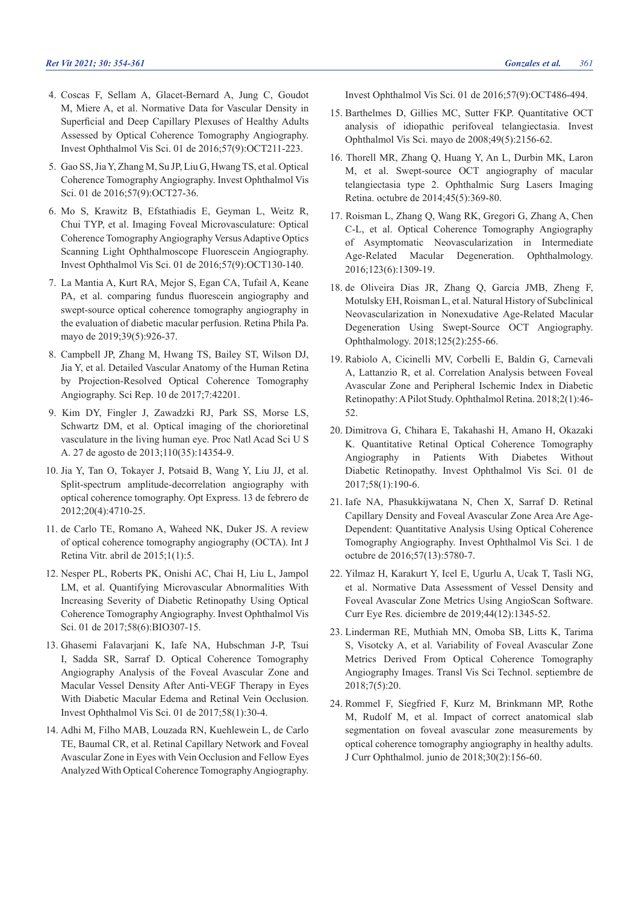4. Coscas F, Sellam A, Glacet-Bernard A, Jung C, Goudot M, Miere A, et al. Normative Data for Vascular Density in Superficial and Deep Capillary Plexuses of Healthy Adults Assessed by Optical Coherence Tomography Angiography. Invest Ophthalmol Vis Sci. 01 de 2016;57(9):OCT211-223.
5. Gao SS, Jia Y, Zhang M, Su JP, Liu G, Hwang TS, et al. Optical Coherence Tomography Angiography. Invest Ophthalmol Vis Sci. 01 de 2016;57(9):OCT27-36.
6. Mo S, Krawitz B, Efstathiadis E, Geyman L, Weitz R, Chui TYP, et al. Imaging Foveal Microvasculature: Optical Coherence Tomography Angiography Versus Adaptive Optics Scanning Light Ophthalmoscope Fluorescein Angiography. Invest Ophthalmol Vis Sci. 01 de 2016;57(9):OCT130-140.
7. La Mantia A, Kurt RA, Mejor S, Egan CA, Tufail A, Keane PA, et al. comparing fundus fluorescein angiography and swept-source optical coherence tomography angiography in the evaluation of diabetic macular perfusion. Retina Phila Pa. mayo de 2019;39(5):926-37.
8. Campbell JP, Zhang M, Hwang TS, Bailey ST, Wilson DJ, Jia Y, et al. Detailed Vascular Anatomy of the Human Retina by Projection-Resolved Optical Coherence Tomography Angiography. Sci Rep. 10 de 2017;7:42201.
9. Kim DY, Fingler J, Zawadzki RJ, Park SS, Morse LS, Schwartz DM, et al. Optical imaging of the chorioretinal vasculature in the living human eye. Proc Natl Acad Sci U S A. 27 de agosto de 2013;110(35):14354-9.
10. Jia Y, Tan O, Tokayer J, Potsaid B, Wang Y, Liu JJ, et al. Split-spectrum amplitude-decorrelation angiography with optical coherence tomography. Opt Express. 13 de febrero de 2012;20(4):4710-25.
11. de Carlo TE, Romano A, Waheed NK, Duker JS. A review of optical coherence tomography angiography (OCTA). Int J Retina Vitr. abril de 2015;1(1):5.
12. Nesper PL, Roberts PK, Onishi AC, Chai H, Liu L, Jampol LM, et al. Quantifying Microvascular Abnormalities With Increasing Severity of Diabetic Retinopathy Using Optical Coherence Tomography Angiography. Invest Ophthalmol Vis Sci. 01 de 2017;58(6):BIO307-15.
13. Ghasemi Falavarjani K, Iafe NA, Hubschman J-P, Tsui I, Sadda SR, Sarraf D. Optical Coherence Tomography Angiography Analysis of the Foveal Avascular Zone and Macular Vessel Density After Anti-VEGF Therapy in Eyes With Diabetic Macular Edema and Retinal Vein Occlusion. Invest Ophthalmol Vis Sci. 01 de 2017;58(1):30-4.
14. Adhi M, Filho MAB, Louzada RN, Kuehlewein L, de Carlo TE, Baumal CR, et al. Retinal Capillary Network and Foveal Avascular Zone in Eyes with Vein Occlusion and Fellow Eyes Analyzed With Optical Coherence Tomography Angiography. Invest Ophthalmol Vis Sci. 01 de 2016;57(9):OCT486-494.
15. Barthelmes D, Gillies MC, Sutter FKP. Quantitative OCT analysis of idiopathic perifoveal telangiectasia. Invest Ophthalmol Vis Sci. mayo de 2008;49(5):2156-62.
16. Thorell MR, Zhang Q, Huang Y, An L, Durbin MK, Laron M, et al. Swept-source OCT angiography of macular telangiectasia type 2. Ophthalmic Surg Lasers Imaging Retina. octubre de 2014;45(5):369-80.
17. Roisman L, Zhang Q, Wang RK, Gregori G, Zhang A, Chen C-L, et al. Optical Coherence Tomography Angiography of Asymptomatic Neovascularization in Intermediate Age-Related Macular Degeneration. Ophthalmology. 2016;123(6):1309-19.
18. de Oliveira Dias JR, Zhang Q, Garcia JMB, Zheng F, Motulsky EH, Roisman L, et al. Natural History of Subclinical Neovascularization in Nonexudative Age-Related Macular Degeneration Using Swept-Source OCT Angiography. Ophthalmology. 2018;125(2):255-66.
19. Rabiolo A, Cicinelli MV, Corbelli E, Baldin G, Carnevali A, Lattanzio R, et al. Correlation Analysis between Foveal Avascular Zone and Peripheral Ischemic Index in Diabetic Retinopathy: A Pilot Study. Ophthalmol Retina. 2018;2(1):46-52.
20. Dimitrova G, Chihara E, Takahashi H, Amano H, Okazaki K. Quantitative Retinal Optical Coherence Tomography Angiography in Patients With Diabetes Without Diabetic Retinopathy. Invest Ophthalmol Vis Sci. 01 de 2017;58(1):190-6.
21. Iafe NA, Phasukkijwatana N, Chen X, Sarraf D. Retinal Capillary Density and Foveal Avascular Zone Area Are Age-Dependent: Quantitative Analysis Using Optical Coherence Tomography Angiography. Invest Ophthalmol Vis Sci. 1 de octubre de 2016;57(13):5780-7.
22. Yilmaz H, Karakurt Y, Icel E, Ugurlu A, Ucak T, Tasli NG, et al. Normative Data Assessment of Vessel Density and Foveal Avascular Zone Metrics Using AngioScan Software. Curr Eye Res. diciembre de 2019;44(12):1345-52.
23. Linderman RE, Muthiah MN, Omoba SB, Litts K, Tarima S, Visotcky A, et al. Variability of Foveal Avascular Zone Metrics Derived From Optical Coherence Tomography Angiography Images. Transl Vis Sci Technol. septiembre de 2018;7(5):20.
24. Rommel F, Siegfried F, Kurz M, Brinkmann MP, Rothe M, Rudolf M, et al. Impact of correct anatomical slab segmentation on foveal avascular zone measurements by optical coherence tomography angiography in healthy adults. J Curr Ophthalmol. junio de 2018;30(2):156-60.